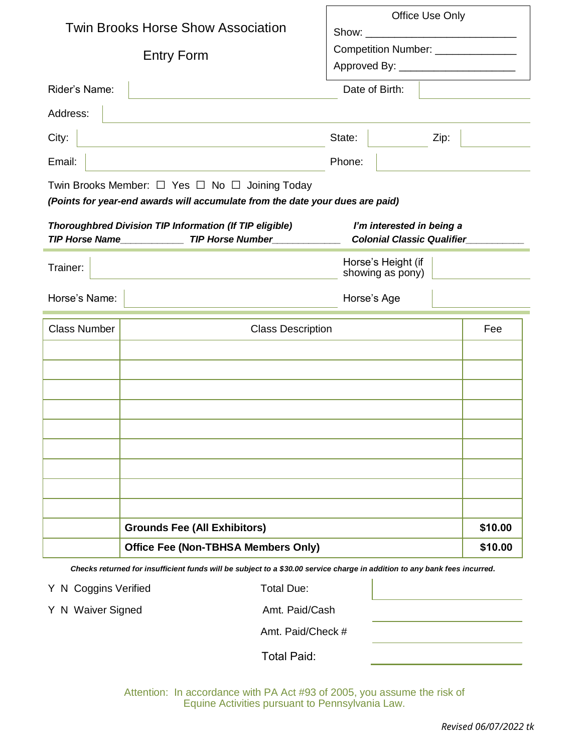# Twin Brooks Horse Show Association

## Entry Form

**Office Use Only**

Show: ________________________

Competition Number: _____________

Approved By: ___________________

Rider's Name: | Date of Birth:

Address:

City: | State: | Zip:

Email: | Phone:

Twin Brooks Member: ☐ Yes ☐ No ☐ Joining Today

***(Points for year-end awards will accumulate from the date your dues are paid)***

***Thoroughbred Division TIP Information (If TIP eligible)***

***TIP Horse Name*___________ *TIP Horse Number*____________

***I'm interested in being a Colonial Classic Qualifier*__________**

Trainer: | Horse's Height (if showing as pony)

Horse's Name: | Horse's Age

| Class Number | Class Description | Fee |
|---|---|---|
| | | |
| | | |
| | | |
| | | |
| | | |
| | | |
| | | |
| | | |
| | | |
| | **Grounds Fee (All Exhibitors)** | **$10.00** |
| | **Office Fee (Non-TBHSA Members Only)** | **$10.00** |

***Checks returned for insufficient funds will be subject to a $30.00 service charge in addition to any bank fees incurred.***

Y N Coggins Verified

Y N Waiver Signed

Total Due:

Amt. Paid/Cash

Amt. Paid/Check #

Total Paid:

Attention: In accordance with PA Act #93 of 2005, you assume the risk of Equine Activities pursuant to Pennsylvania Law.

*Revised 06/07/2022 tk*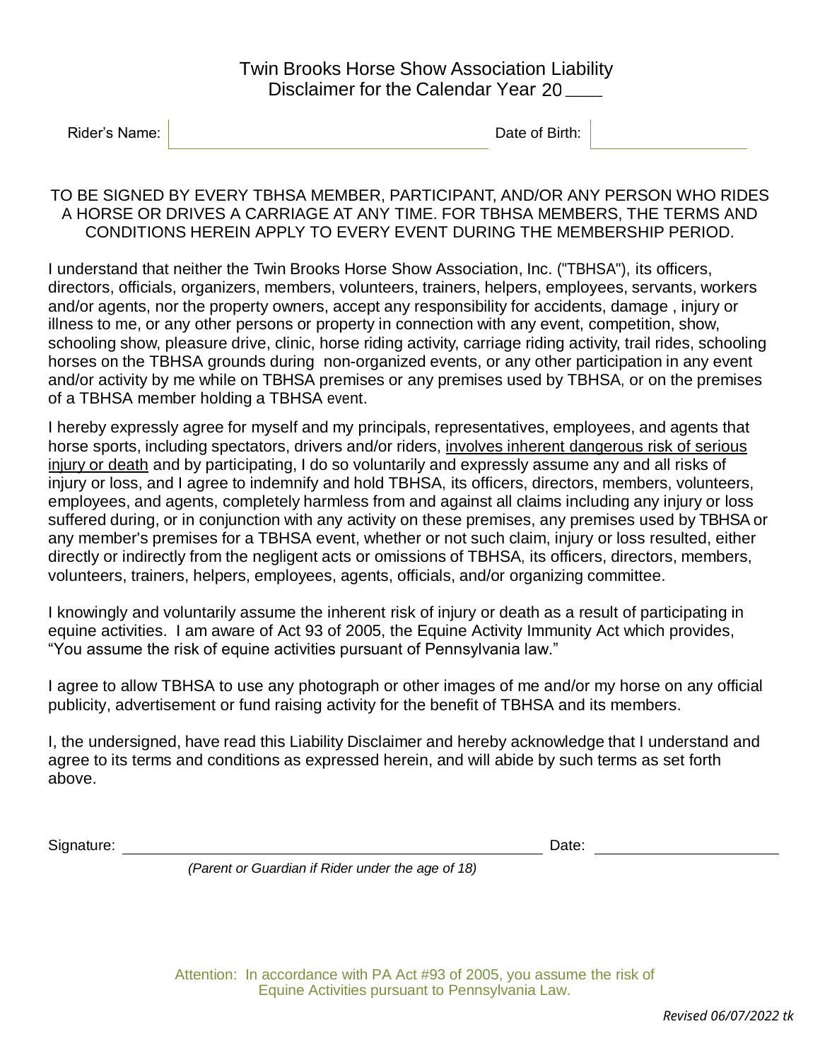# Twin Brooks Horse Show Association Liability Disclaimer for the Calendar Year 20 ____

Rider's Name: ______________________ Date of Birth: ______________

TO BE SIGNED BY EVERY TBHSA MEMBER, PARTICIPANT, AND/OR ANY PERSON WHO RIDES A HORSE OR DRIVES A CARRIAGE AT ANY TIME. FOR TBHSA MEMBERS, THE TERMS AND CONDITIONS HEREIN APPLY TO EVERY EVENT DURING THE MEMBERSHIP PERIOD.

I understand that neither the Twin Brooks Horse Show Association, Inc. ("TBHSA"), its officers, directors, officials, organizers, members, volunteers, trainers, helpers, employees, servants, workers and/or agents, nor the property owners, accept any responsibility for accidents, damage , injury or illness to me, or any other persons or property in connection with any event, competition, show, schooling show, pleasure drive, clinic, horse riding activity, carriage riding activity, trail rides, schooling horses on the TBHSA grounds during non-organized events, or any other participation in any event and/or activity by me while on TBHSA premises or any premises used by TBHSA, or on the premises of a TBHSA member holding a TBHSA event.

I hereby expressly agree for myself and my principals, representatives, employees, and agents that horse sports, including spectators, drivers and/or riders, <u>involves inherent dangerous risk of serious injury or death</u> and by participating, I do so voluntarily and expressly assume any and all risks of injury or loss, and I agree to indemnify and hold TBHSA, its officers, directors, members, volunteers, employees, and agents, completely harmless from and against all claims including any injury or loss suffered during, or in conjunction with any activity on these premises, any premises used by TBHSA or any member's premises for a TBHSA event, whether or not such claim, injury or loss resulted, either directly or indirectly from the negligent acts or omissions of TBHSA, its officers, directors, members, volunteers, trainers, helpers, employees, agents, officials, and/or organizing committee.

I knowingly and voluntarily assume the inherent risk of injury or death as a result of participating in equine activities. I am aware of Act 93 of 2005, the Equine Activity Immunity Act which provides, "You assume the risk of equine activities pursuant of Pennsylvania law."

I agree to allow TBHSA to use any photograph or other images of me and/or my horse on any official publicity, advertisement or fund raising activity for the benefit of TBHSA and its members.

I, the undersigned, have read this Liability Disclaimer and hereby acknowledge that I understand and agree to its terms and conditions as expressed herein, and will abide by such terms as set forth above.

Signature: ______________________________ Date: ____________________

*(Parent or Guardian if Rider under the age of 18)*

Attention: In accordance with PA Act #93 of 2005, you assume the risk of Equine Activities pursuant to Pennsylvania Law.

*Revised 06/07/2022 tk*